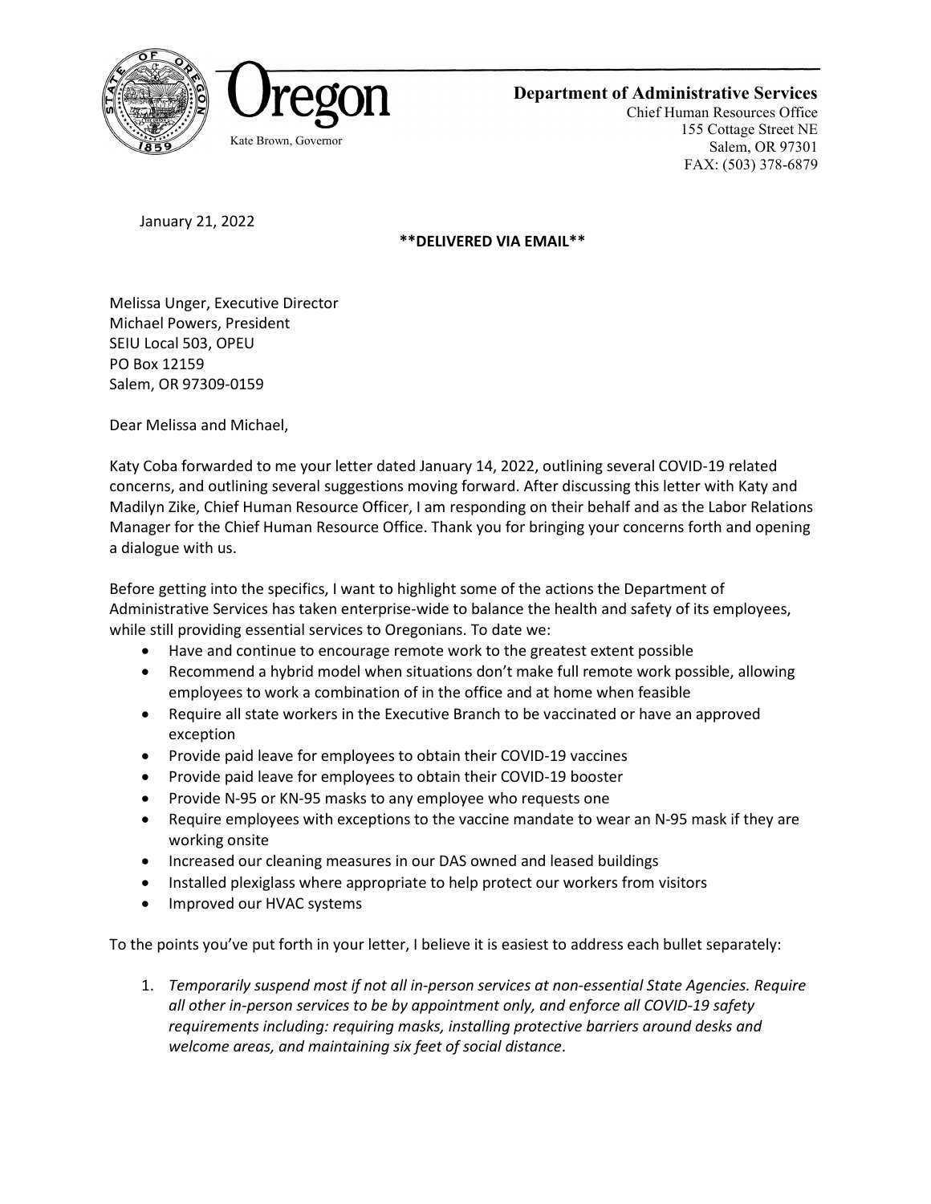Oregon

Kate Brown, Governor

**Department of Administrative Services**
Chief Human Resources Office
155 Cottage Street NE
Salem, OR 97301
FAX: (503) 378-6879

January 21, 2022

**\*\*DELIVERED VIA EMAIL\*\***

Melissa Unger, Executive Director
Michael Powers, President
SEIU Local 503, OPEU
PO Box 12159
Salem, OR 97309-0159

Dear Melissa and Michael,

Katy Coba forwarded to me your letter dated January 14, 2022, outlining several COVID-19 related concerns, and outlining several suggestions moving forward. After discussing this letter with Katy and Madilyn Zike, Chief Human Resource Officer, I am responding on their behalf and as the Labor Relations Manager for the Chief Human Resource Office. Thank you for bringing your concerns forth and opening a dialogue with us.

Before getting into the specifics, I want to highlight some of the actions the Department of Administrative Services has taken enterprise-wide to balance the health and safety of its employees, while still providing essential services to Oregonians. To date we:

- Have and continue to encourage remote work to the greatest extent possible
- Recommend a hybrid model when situations don't make full remote work possible, allowing employees to work a combination of in the office and at home when feasible
- Require all state workers in the Executive Branch to be vaccinated or have an approved exception
- Provide paid leave for employees to obtain their COVID-19 vaccines
- Provide paid leave for employees to obtain their COVID-19 booster
- Provide N-95 or KN-95 masks to any employee who requests one
- Require employees with exceptions to the vaccine mandate to wear an N-95 mask if they are working onsite
- Increased our cleaning measures in our DAS owned and leased buildings
- Installed plexiglass where appropriate to help protect our workers from visitors
- Improved our HVAC systems

To the points you've put forth in your letter, I believe it is easiest to address each bullet separately:

1. *Temporarily suspend most if not all in-person services at non-essential State Agencies. Require all other in-person services to be by appointment only, and enforce all COVID-19 safety requirements including: requiring masks, installing protective barriers around desks and welcome areas, and maintaining six feet of social distance*.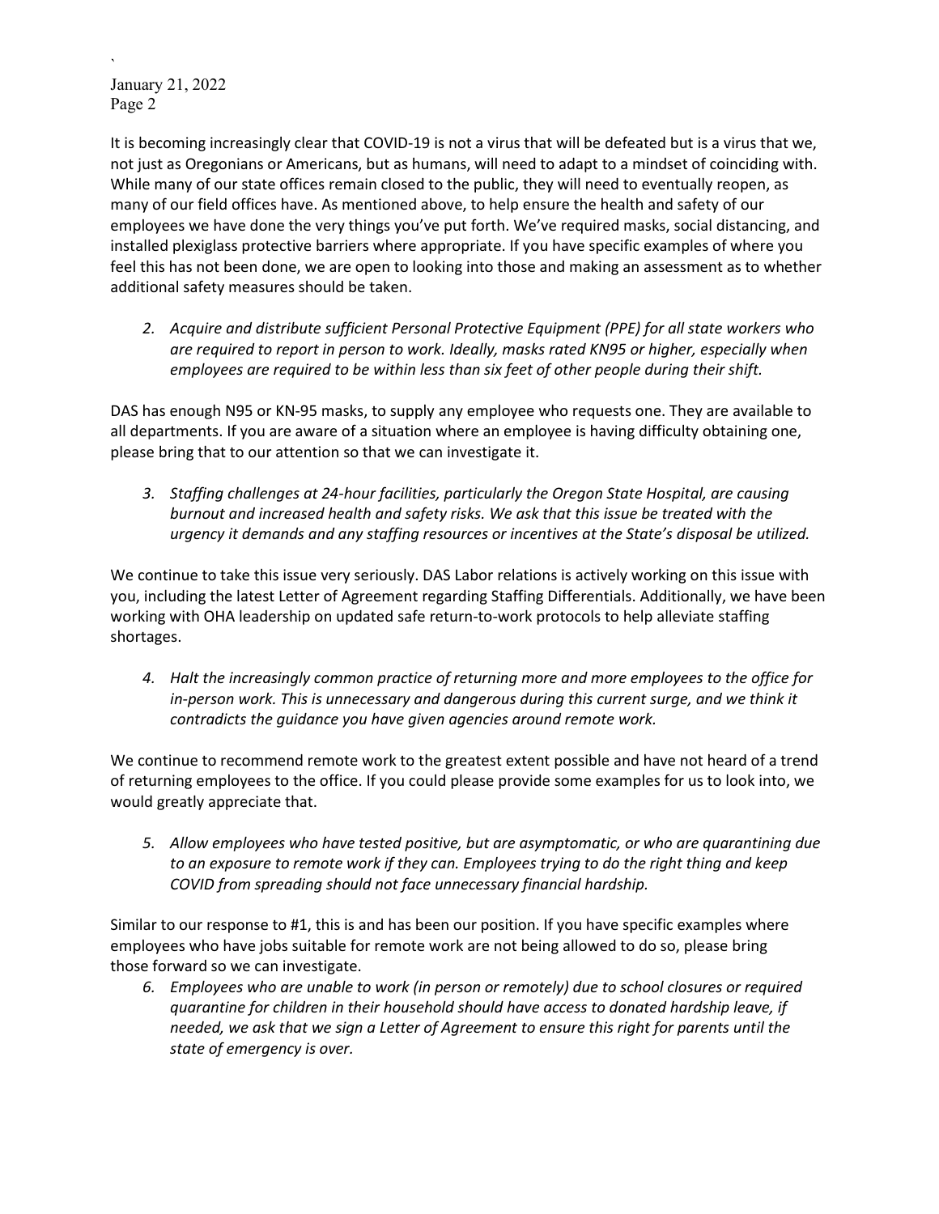It is becoming increasingly clear that COVID-19 is not a virus that will be defeated but is a virus that we, not just as Oregonians or Americans, but as humans, will need to adapt to a mindset of coinciding with. While many of our state offices remain closed to the public, they will need to eventually reopen, as many of our field offices have. As mentioned above, to help ensure the health and safety of our employees we have done the very things you've put forth. We've required masks, social distancing, and installed plexiglass protective barriers where appropriate. If you have specific examples of where you feel this has not been done, we are open to looking into those and making an assessment as to whether additional safety measures should be taken.

2. *Acquire and distribute sufficient Personal Protective Equipment (PPE) for all state workers who are required to report in person to work. Ideally, masks rated KN95 or higher, especially when employees are required to be within less than six feet of other people during their shift.*

DAS has enough N95 or KN-95 masks, to supply any employee who requests one. They are available to all departments. If you are aware of a situation where an employee is having difficulty obtaining one, please bring that to our attention so that we can investigate it.

3. *Staffing challenges at 24-hour facilities, particularly the Oregon State Hospital, are causing burnout and increased health and safety risks. We ask that this issue be treated with the urgency it demands and any staffing resources or incentives at the State's disposal be utilized.*

We continue to take this issue very seriously. DAS Labor relations is actively working on this issue with you, including the latest Letter of Agreement regarding Staffing Differentials. Additionally, we have been working with OHA leadership on updated safe return-to-work protocols to help alleviate staffing shortages.

4. *Halt the increasingly common practice of returning more and more employees to the office for in-person work. This is unnecessary and dangerous during this current surge, and we think it contradicts the guidance you have given agencies around remote work.*

We continue to recommend remote work to the greatest extent possible and have not heard of a trend of returning employees to the office. If you could please provide some examples for us to look into, we would greatly appreciate that.

5. *Allow employees who have tested positive, but are asymptomatic, or who are quarantining due to an exposure to remote work if they can. Employees trying to do the right thing and keep COVID from spreading should not face unnecessary financial hardship.*

Similar to our response to #1, this is and has been our position. If you have specific examples where employees who have jobs suitable for remote work are not being allowed to do so, please bring those forward so we can investigate.

6. *Employees who are unable to work (in person or remotely) due to school closures or required quarantine for children in their household should have access to donated hardship leave, if needed, we ask that we sign a Letter of Agreement to ensure this right for parents until the state of emergency is over.*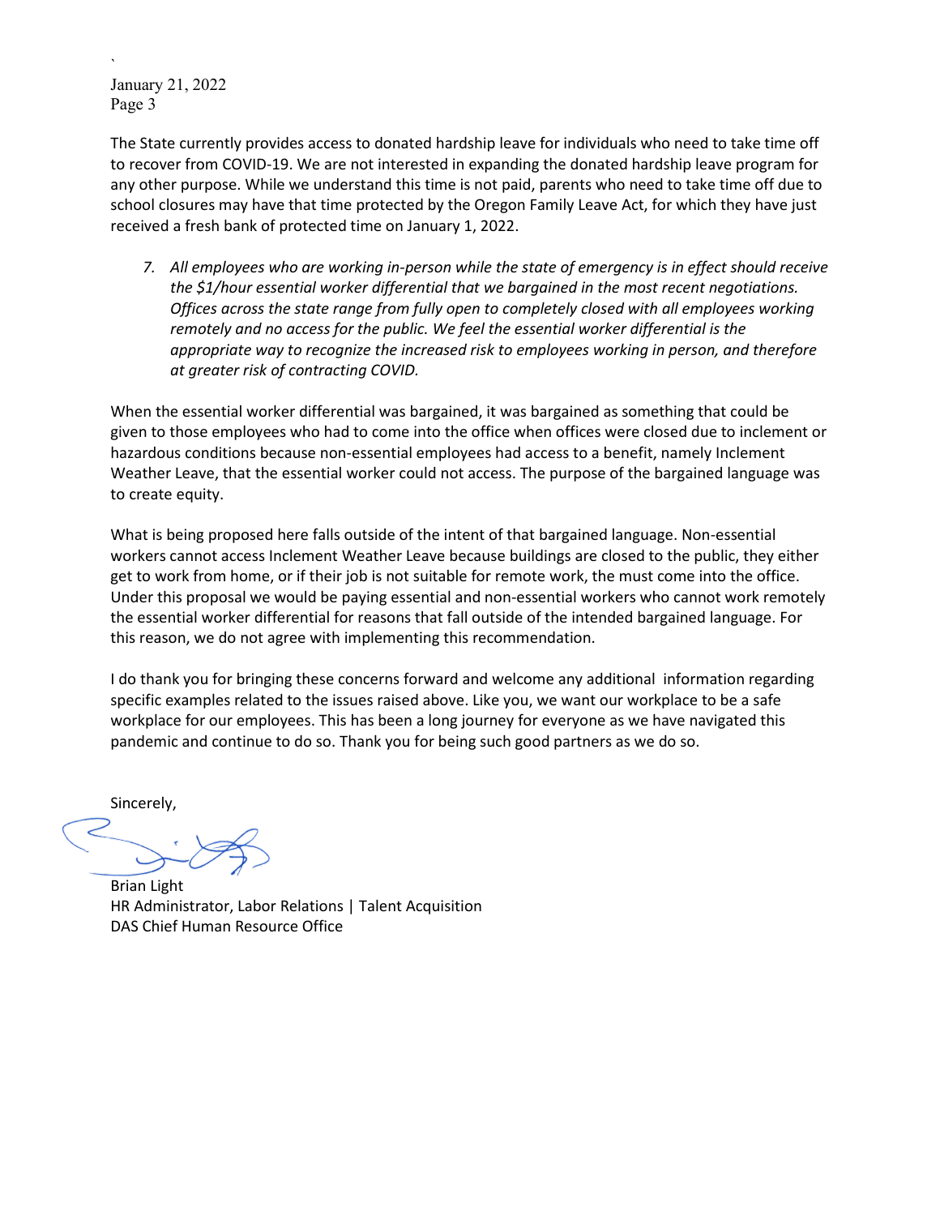The State currently provides access to donated hardship leave for individuals who need to take time off to recover from COVID-19. We are not interested in expanding the donated hardship leave program for any other purpose. While we understand this time is not paid, parents who need to take time off due to school closures may have that time protected by the Oregon Family Leave Act, for which they have just received a fresh bank of protected time on January 1, 2022.

7. *All employees who are working in-person while the state of emergency is in effect should receive the $1/hour essential worker differential that we bargained in the most recent negotiations. Offices across the state range from fully open to completely closed with all employees working remotely and no access for the public. We feel the essential worker differential is the appropriate way to recognize the increased risk to employees working in person, and therefore at greater risk of contracting COVID.*

When the essential worker differential was bargained, it was bargained as something that could be given to those employees who had to come into the office when offices were closed due to inclement or hazardous conditions because non-essential employees had access to a benefit, namely Inclement Weather Leave, that the essential worker could not access. The purpose of the bargained language was to create equity.

What is being proposed here falls outside of the intent of that bargained language. Non-essential workers cannot access Inclement Weather Leave because buildings are closed to the public, they either get to work from home, or if their job is not suitable for remote work, the must come into the office. Under this proposal we would be paying essential and non-essential workers who cannot work remotely the essential worker differential for reasons that fall outside of the intended bargained language. For this reason, we do not agree with implementing this recommendation.

I do thank you for bringing these concerns forward and welcome any additional information regarding specific examples related to the issues raised above. Like you, we want our workplace to be a safe workplace for our employees. This has been a long journey for everyone as we have navigated this pandemic and continue to do so. Thank you for being such good partners as we do so.

Sincerely,

Brian Light
HR Administrator, Labor Relations | Talent Acquisition
DAS Chief Human Resource Office